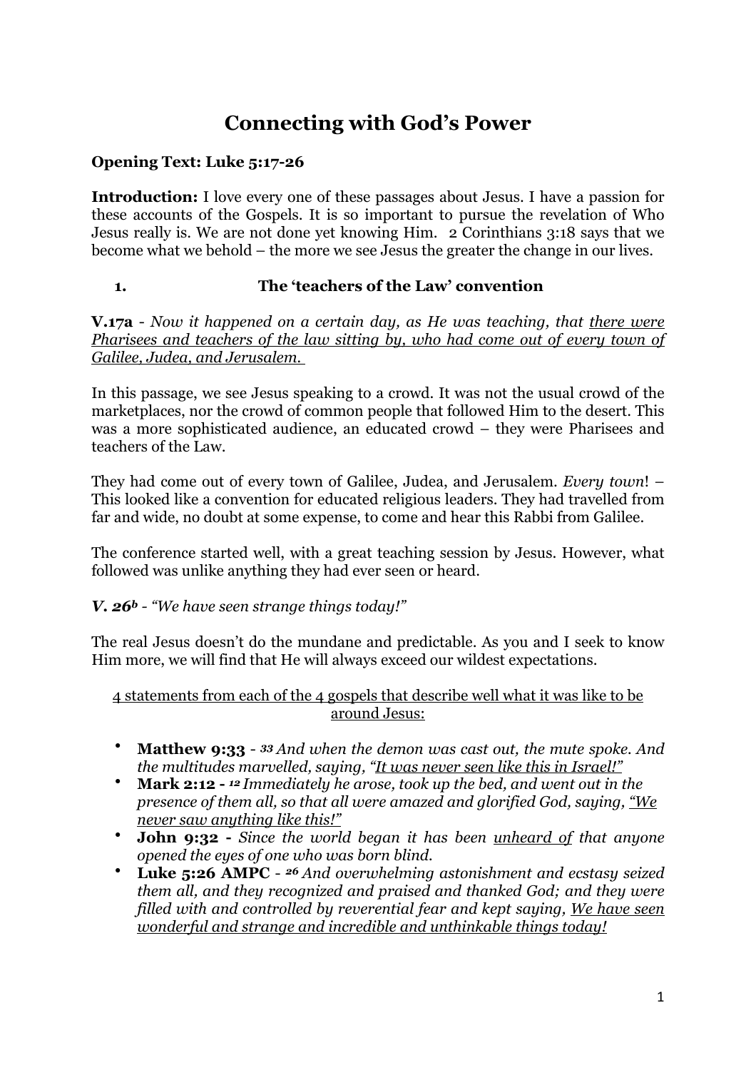# Connecting with God's Power

**Opening Text: Luke 5:17-26**

**Introduction:** I love every one of these passages about Jesus. I have a passion for these accounts of the Gospels. It is so important to pursue the revelation of Who Jesus really is. We are not done yet knowing Him. 2 Corinthians 3:18 says that we become what we behold – the more we see Jesus the greater the change in our lives.

## 1. The 'teachers of the Law' convention

**V.17a** - *Now it happened on a certain day, as He was teaching, that <u>there were Pharisees and teachers of the law sitting by, who had come out of every town of Galilee, Judea, and Jerusalem.</u>*

In this passage, we see Jesus speaking to a crowd. It was not the usual crowd of the marketplaces, nor the crowd of common people that followed Him to the desert. This was a more sophisticated audience, an educated crowd – they were Pharisees and teachers of the Law.

They had come out of every town of Galilee, Judea, and Jerusalem. *Every town*! – This looked like a convention for educated religious leaders. They had travelled from far and wide, no doubt at some expense, to come and hear this Rabbi from Galilee.

The conference started well, with a great teaching session by Jesus. However, what followed was unlike anything they had ever seen or heard.

***V. 26b*** - *"We have seen strange things today!"*

The real Jesus doesn't do the mundane and predictable. As you and I seek to know Him more, we will find that He will always exceed our wildest expectations.

<u>4 statements from each of the 4 gospels that describe well what it was like to be around Jesus:</u>

- **Matthew 9:33** - *[33] And when the demon was cast out, the mute spoke. And the multitudes marvelled, saying, "<u>It was never seen like this in Israel!</u>"*
- **Mark 2:12 -** *[12] Immediately he arose, took up the bed, and went out in the presence of them all, so that all were amazed and glorified God, saying, <u>"We never saw anything like this!"</u>*
- **John 9:32 -** *Since the world began it has been <u>unheard of</u> that anyone opened the eyes of one who was born blind.*
- **Luke 5:26 AMPC** - *[26] And overwhelming astonishment and ecstasy seized them all, and they recognized and praised and thanked God; and they were filled with and controlled by reverential fear and kept saying, <u>We have seen wonderful and strange and incredible and unthinkable things today!</u>*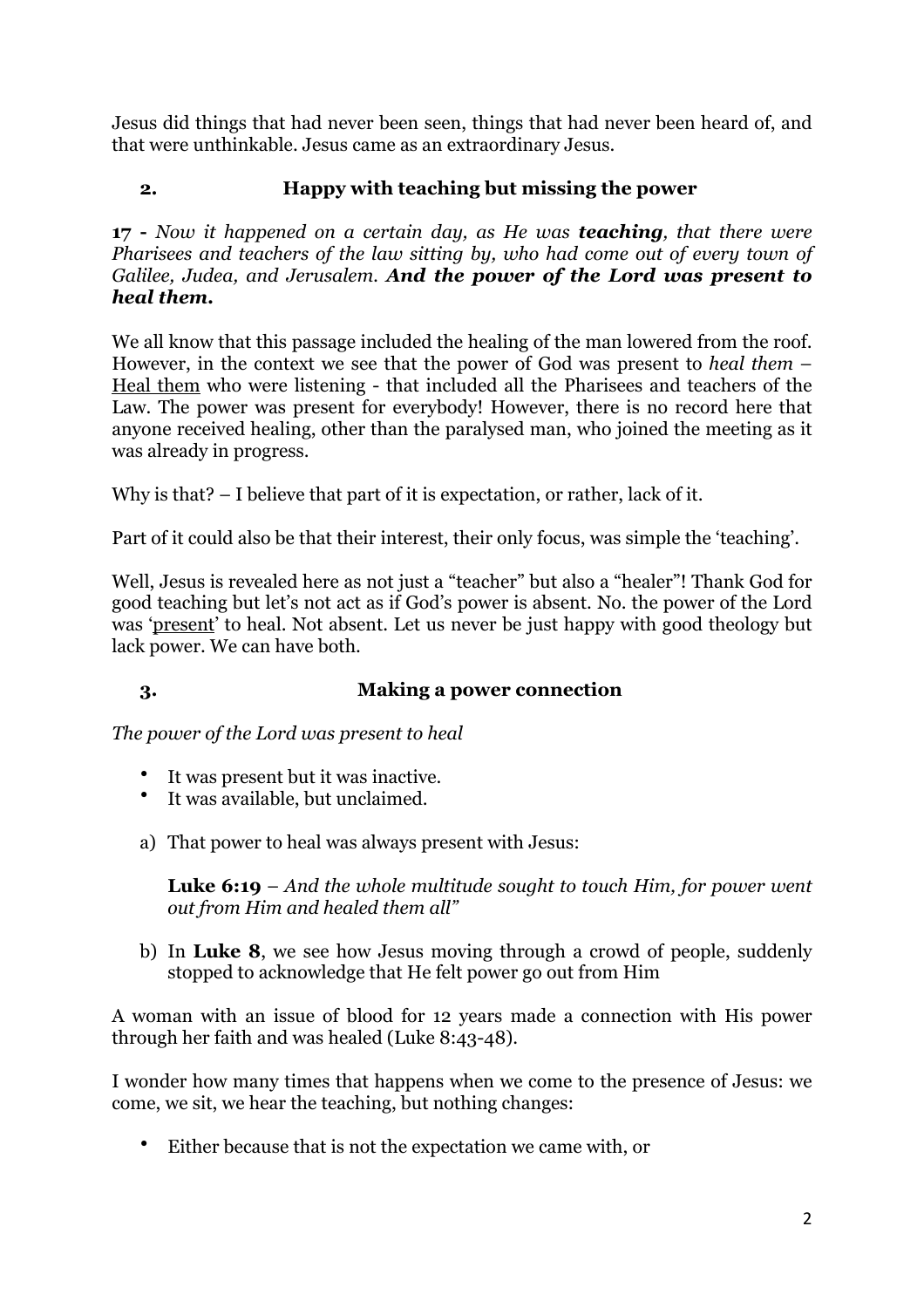Jesus did things that had never been seen, things that had never been heard of, and that were unthinkable. Jesus came as an extraordinary Jesus.

## 2. Happy with teaching but missing the power

**17 -** *Now it happened on a certain day, as He was* ***teaching****, that there were Pharisees and teachers of the law sitting by, who had come out of every town of Galilee, Judea, and Jerusalem.* ***And the power of the Lord was present to heal them.***

We all know that this passage included the healing of the man lowered from the roof. However, in the context we see that the power of God was present to *heal them* – <u>Heal them</u> who were listening - that included all the Pharisees and teachers of the Law. The power was present for everybody! However, there is no record here that anyone received healing, other than the paralysed man, who joined the meeting as it was already in progress.

Why is that? – I believe that part of it is expectation, or rather, lack of it.

Part of it could also be that their interest, their only focus, was simple the 'teaching'.

Well, Jesus is revealed here as not just a "teacher" but also a "healer"**!** Thank God for good teaching but let's not act as if God's power is absent. No. the power of the Lord was '<u>present</u>' to heal. Not absent. Let us never be just happy with good theology but lack power. We can have both.

## 3. Making a power connection

*The power of the Lord was present to heal*

- It was present but it was inactive.
- It was available, but unclaimed.

a) That power to heal was always present with Jesus:

   **Luke 6:19** – *And the whole multitude sought to touch Him, for power went out from Him and healed them all"*

b) In **Luke 8**, we see how Jesus moving through a crowd of people, suddenly stopped to acknowledge that He felt power go out from Him

A woman with an issue of blood for 12 years made a connection with His power through her faith and was healed (Luke 8:43-48).

I wonder how many times that happens when we come to the presence of Jesus: we come, we sit, we hear the teaching, but nothing changes:

- Either because that is not the expectation we came with, or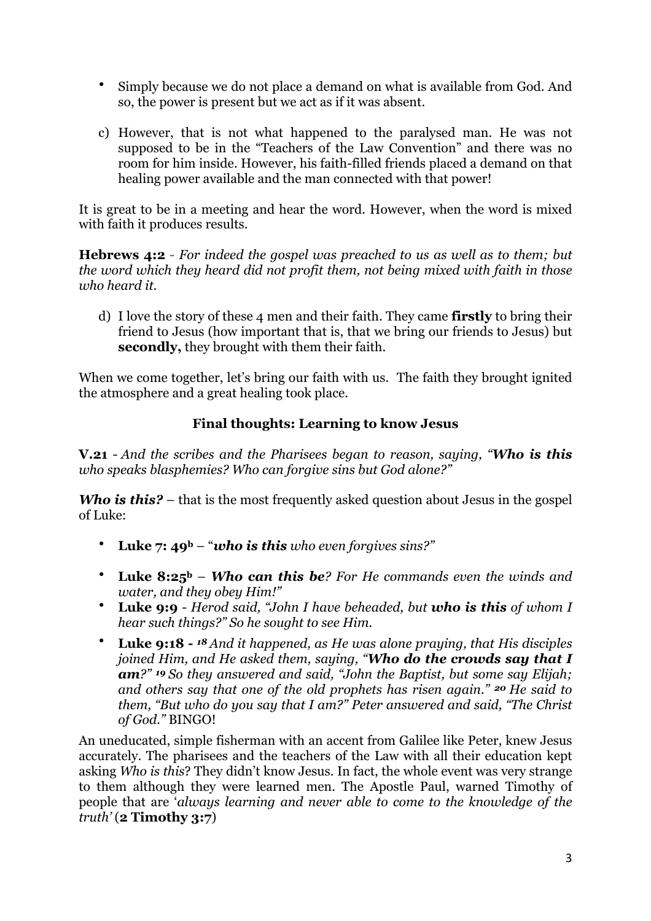- Simply because we do not place a demand on what is available from God. And so, the power is present but we act as if it was absent.

c) However, that is not what happened to the paralysed man. He was not supposed to be in the "Teachers of the Law Convention" and there was no room for him inside. However, his faith-filled friends placed a demand on that healing power available and the man connected with that power!

It is great to be in a meeting and hear the word. However, when the word is mixed with faith it produces results.

**Hebrews 4:2** - *For indeed the gospel was preached to us as well as to them; but the word which they heard did not profit them, not being mixed with faith in those who heard it.*

d) I love the story of these 4 men and their faith. They came **firstly** to bring their friend to Jesus (how important that is, that we bring our friends to Jesus) but **secondly,** they brought with them their faith.

When we come together, let's bring our faith with us. The faith they brought ignited the atmosphere and a great healing took place.

### Final thoughts: Learning to know Jesus

**V.21** - *And the scribes and the Pharisees began to reason, saying, "**Who is this** who speaks blasphemies? Who can forgive sins but God alone?"*

***Who is this?*** – that is the most frequently asked question about Jesus in the gospel of Luke:

- **Luke 7: 49b** – "***who is this*** *who even forgives sins?"*
- **Luke 8:25b** – ***Who can this be****? For He commands even the winds and water, and they obey Him!"*
- **Luke 9:9** - *Herod said, "John I have beheaded, but **who is this** of whom I hear such things?" So he sought to see Him.*
- **Luke 9:18 -** *18 And it happened, as He was alone praying, that His disciples joined Him, and He asked them, saying, "**Who do the crowds say that I am**?" 19 So they answered and said, "John the Baptist, but some say Elijah; and others say that one of the old prophets has risen again." 20 He said to them, "But who do you say that I am?" Peter answered and said, "The Christ of God."* BINGO!

An uneducated, simple fisherman with an accent from Galilee like Peter, knew Jesus accurately. The pharisees and the teachers of the Law with all their education kept asking *Who is this*? They didn't know Jesus. In fact, the whole event was very strange to them although they were learned men. The Apostle Paul, warned Timothy of people that are '*always learning and never able to come to the knowledge of the truth'* (**2 Timothy 3:7**)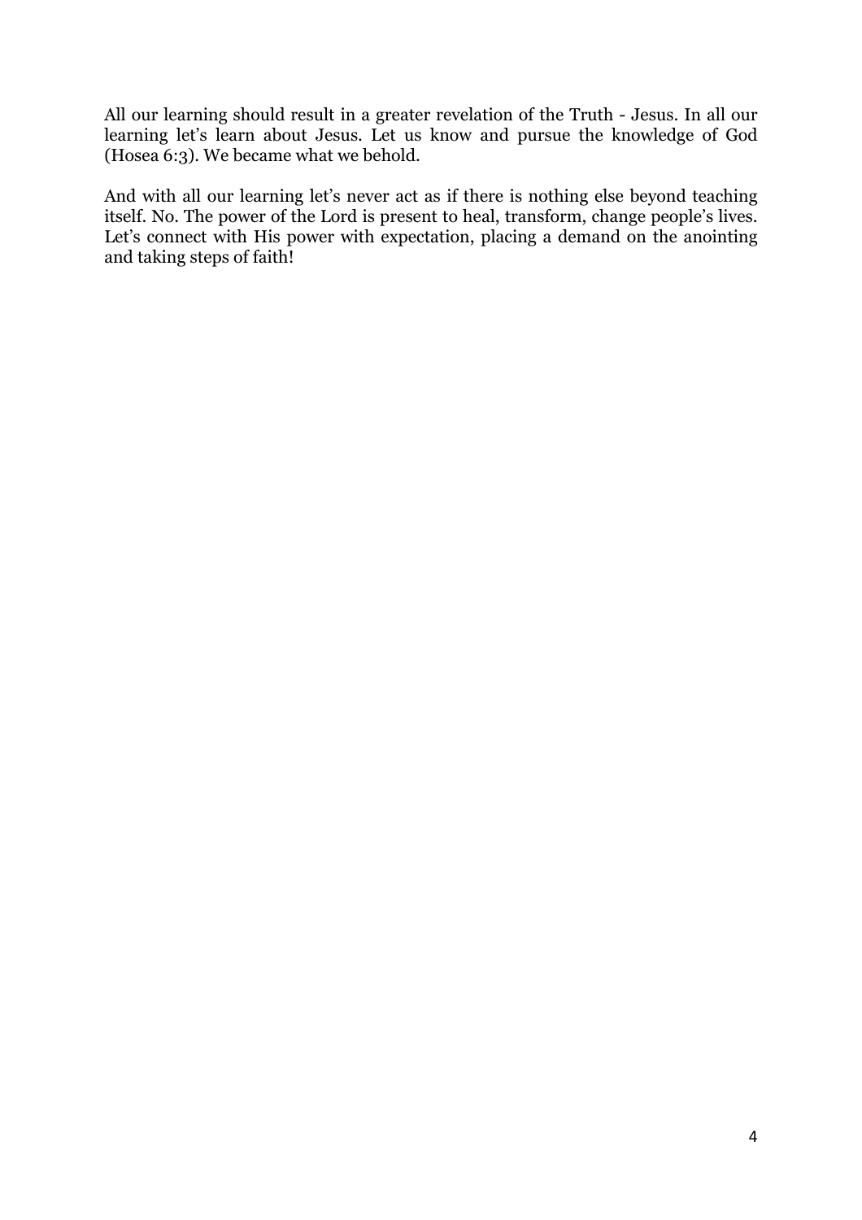All our learning should result in a greater revelation of the Truth - Jesus. In all our learning let's learn about Jesus. Let us know and pursue the knowledge of God (Hosea 6:3). We became what we behold.

And with all our learning let's never act as if there is nothing else beyond teaching itself. No. The power of the Lord is present to heal, transform, change people's lives. Let's connect with His power with expectation, placing a demand on the anointing and taking steps of faith!